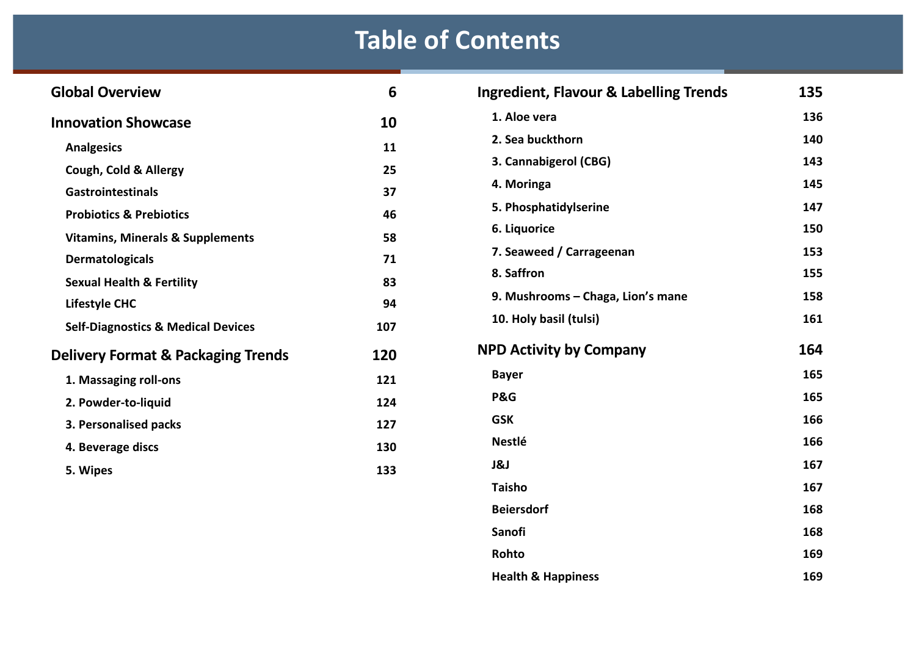# Table of Contents

| Section | Page |
| --- | --- |
| **Global Overview** | **6** |
| **Innovation Showcase** | **10** |
| Analgesics | 11 |
| Cough, Cold & Allergy | 25 |
| Gastrointestinals | 37 |
| Probiotics & Prebiotics | 46 |
| Vitamins, Minerals & Supplements | 58 |
| Dermatologicals | 71 |
| Sexual Health & Fertility | 83 |
| Lifestyle CHC | 94 |
| Self-Diagnostics & Medical Devices | 107 |
| **Delivery Format & Packaging Trends** | **120** |
| 1. Massaging roll-ons | 121 |
| 2. Powder-to-liquid | 124 |
| 3. Personalised packs | 127 |
| 4. Beverage discs | 130 |
| 5. Wipes | 133 |
| **Ingredient, Flavour & Labelling Trends** | **135** |
| 1. Aloe vera | 136 |
| 2. Sea buckthorn | 140 |
| 3. Cannabigerol (CBG) | 143 |
| 4. Moringa | 145 |
| 5. Phosphatidylserine | 147 |
| 6. Liquorice | 150 |
| 7. Seaweed / Carrageenan | 153 |
| 8. Saffron | 155 |
| 9. Mushrooms – Chaga, Lion's mane | 158 |
| 10. Holy basil (tulsi) | 161 |
| **NPD Activity by Company** | **164** |
| Bayer | 165 |
| P&G | 165 |
| GSK | 166 |
| Nestlé | 166 |
| J&J | 167 |
| Taisho | 167 |
| Beiersdorf | 168 |
| Sanofi | 168 |
| Rohto | 169 |
| Health & Happiness | 169 |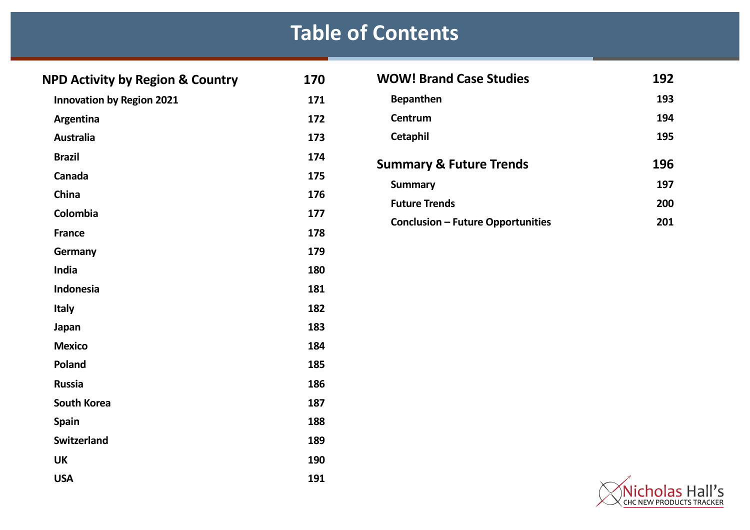# Table of Contents

| | |
|---|---|
| **NPD Activity by Region & Country** | **170** |
| Innovation by Region 2021 | 171 |
| Argentina | 172 |
| Australia | 173 |
| Brazil | 174 |
| Canada | 175 |
| China | 176 |
| Colombia | 177 |
| France | 178 |
| Germany | 179 |
| India | 180 |
| Indonesia | 181 |
| Italy | 182 |
| Japan | 183 |
| Mexico | 184 |
| Poland | 185 |
| Russia | 186 |
| South Korea | 187 |
| Spain | 188 |
| Switzerland | 189 |
| UK | 190 |
| USA | 191 |
| **WOW! Brand Case Studies** | **192** |
| Bepanthen | 193 |
| Centrum | 194 |
| Cetaphil | 195 |
| **Summary & Future Trends** | **196** |
| Summary | 197 |
| Future Trends | 200 |
| Conclusion – Future Opportunities | 201 |

Nicholas Hall's
CHC NEW PRODUCTS TRACKER